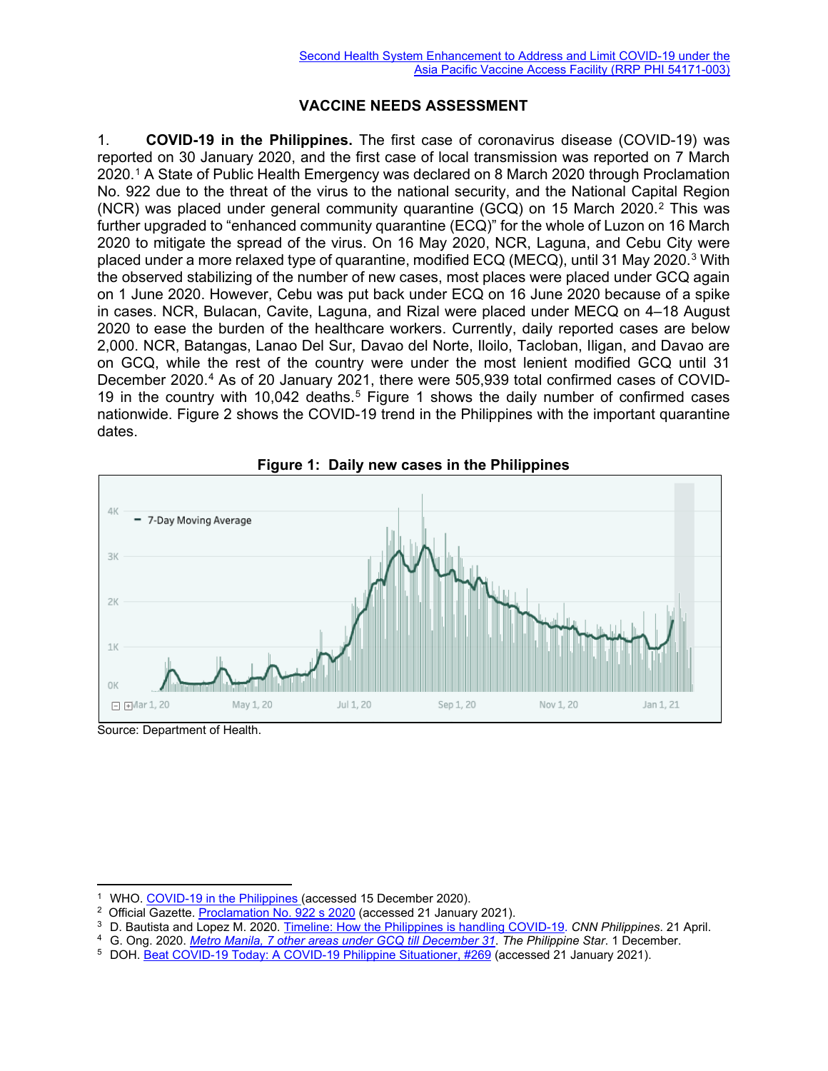Second Health System Enhancement to Address and Limit COVID-19 under the Asia Pacific Vaccine Access Facility (RRP PHI 54171-003)

# VACCINE NEEDS ASSESSMENT

1. **COVID-19 in the Philippines.** The first case of coronavirus disease (COVID-19) was reported on 30 January 2020, and the first case of local transmission was reported on 7 March 2020.[1] A State of Public Health Emergency was declared on 8 March 2020 through Proclamation No. 922 due to the threat of the virus to the national security, and the National Capital Region (NCR) was placed under general community quarantine (GCQ) on 15 March 2020.[2] This was further upgraded to "enhanced community quarantine (ECQ)" for the whole of Luzon on 16 March 2020 to mitigate the spread of the virus. On 16 May 2020, NCR, Laguna, and Cebu City were placed under a more relaxed type of quarantine, modified ECQ (MECQ), until 31 May 2020.[3] With the observed stabilizing of the number of new cases, most places were placed under GCQ again on 1 June 2020. However, Cebu was put back under ECQ on 16 June 2020 because of a spike in cases. NCR, Bulacan, Cavite, Laguna, and Rizal were placed under MECQ on 4–18 August 2020 to ease the burden of the healthcare workers. Currently, daily reported cases are below 2,000. NCR, Batangas, Lanao Del Sur, Davao del Norte, Iloilo, Tacloban, Iligan, and Davao are on GCQ, while the rest of the country were under the most lenient modified GCQ until 31 December 2020.[4] As of 20 January 2021, there were 505,939 total confirmed cases of COVID-19 in the country with 10,042 deaths.[5] Figure 1 shows the daily number of confirmed cases nationwide. Figure 2 shows the COVID-19 trend in the Philippines with the important quarantine dates.

**Figure 1: Daily new cases in the Philippines**

Source: Department of Health.

---

[1] WHO. COVID-19 in the Philippines (accessed 15 December 2020).

[2] Official Gazette. Proclamation No. 922 s 2020 (accessed 21 January 2021).

[3] D. Bautista and Lopez M. 2020. Timeline: How the Philippines is handling COVID-19. *CNN Philippines*. 21 April.

[4] G. Ong. 2020. *Metro Manila, 7 other areas under GCQ till December 31*. *The Philippine Star*. 1 December.

[5] DOH. Beat COVID-19 Today: A COVID-19 Philippine Situationer, #269 (accessed 21 January 2021).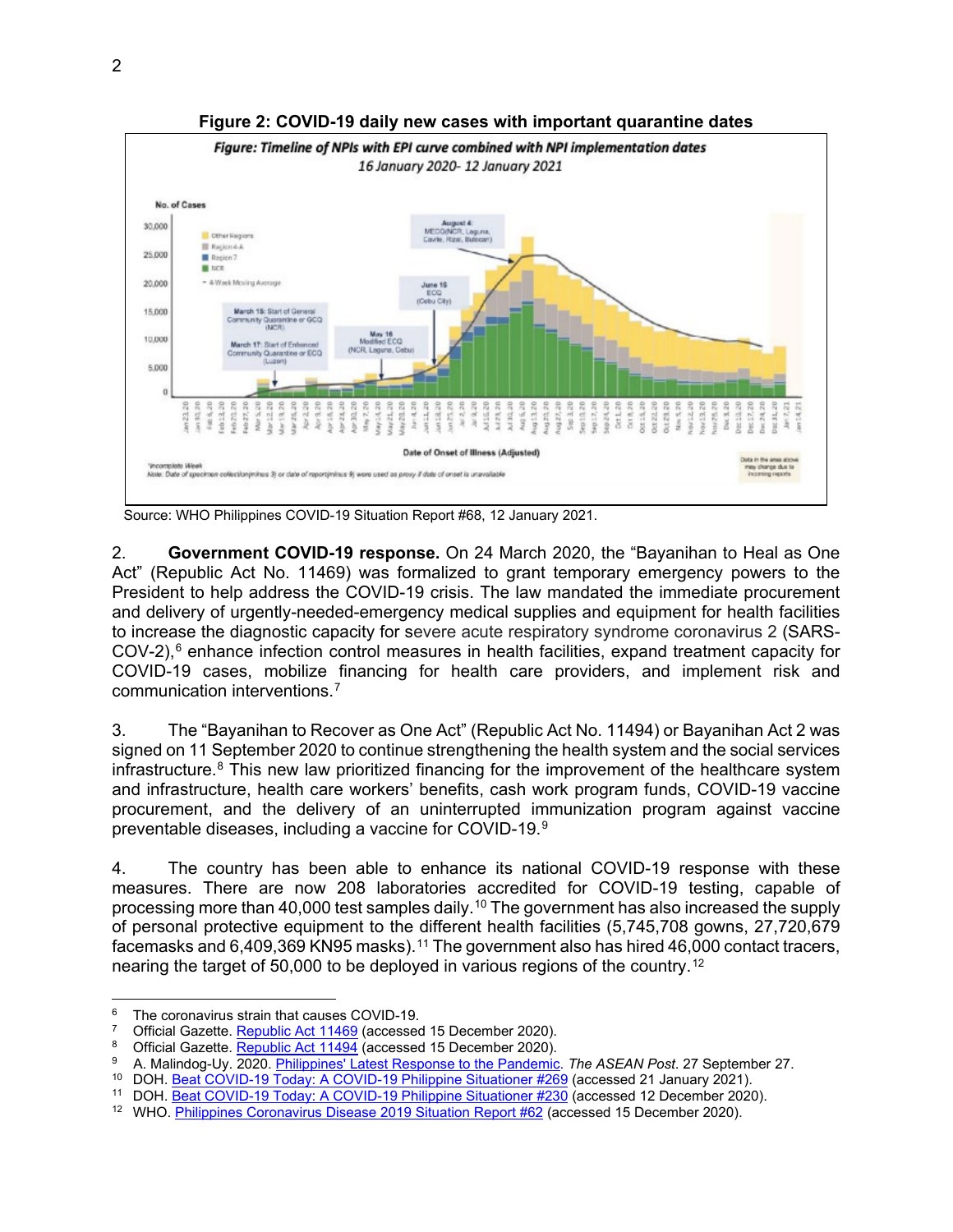**Figure 2: COVID-19 daily new cases with important quarantine dates**

Source: WHO Philippines COVID-19 Situation Report #68, 12 January 2021.

2. **Government COVID-19 response.** On 24 March 2020, the "Bayanihan to Heal as One Act" (Republic Act No. 11469) was formalized to grant temporary emergency powers to the President to help address the COVID-19 crisis. The law mandated the immediate procurement and delivery of urgently-needed-emergency medical supplies and equipment for health facilities to increase the diagnostic capacity for severe acute respiratory syndrome coronavirus 2 (SARS-COV-2),[6] enhance infection control measures in health facilities, expand treatment capacity for COVID-19 cases, mobilize financing for health care providers, and implement risk and communication interventions.[7]

3. The "Bayanihan to Recover as One Act" (Republic Act No. 11494) or Bayanihan Act 2 was signed on 11 September 2020 to continue strengthening the health system and the social services infrastructure.[8] This new law prioritized financing for the improvement of the healthcare system and infrastructure, health care workers' benefits, cash work program funds, COVID-19 vaccine procurement, and the delivery of an uninterrupted immunization program against vaccine preventable diseases, including a vaccine for COVID-19.[9]

4. The country has been able to enhance its national COVID-19 response with these measures. There are now 208 laboratories accredited for COVID-19 testing, capable of processing more than 40,000 test samples daily.[10] The government has also increased the supply of personal protective equipment to the different health facilities (5,745,708 gowns, 27,720,679 facemasks and 6,409,369 KN95 masks).[11] The government also has hired 46,000 contact tracers, nearing the target of 50,000 to be deployed in various regions of the country.[12]

---

[6] The coronavirus strain that causes COVID-19.

[7] Official Gazette. Republic Act 11469 (accessed 15 December 2020).

[8] Official Gazette. Republic Act 11494 (accessed 15 December 2020).

[9] A. Malindog-Uy. 2020. Philippines' Latest Response to the Pandemic. *The ASEAN Post*. 27 September 27.

[10] DOH. Beat COVID-19 Today: A COVID-19 Philippine Situationer #269 (accessed 21 January 2021).

[11] DOH. Beat COVID-19 Today: A COVID-19 Philippine Situationer #230 (accessed 12 December 2020).

[12] WHO. Philippines Coronavirus Disease 2019 Situation Report #62 (accessed 15 December 2020).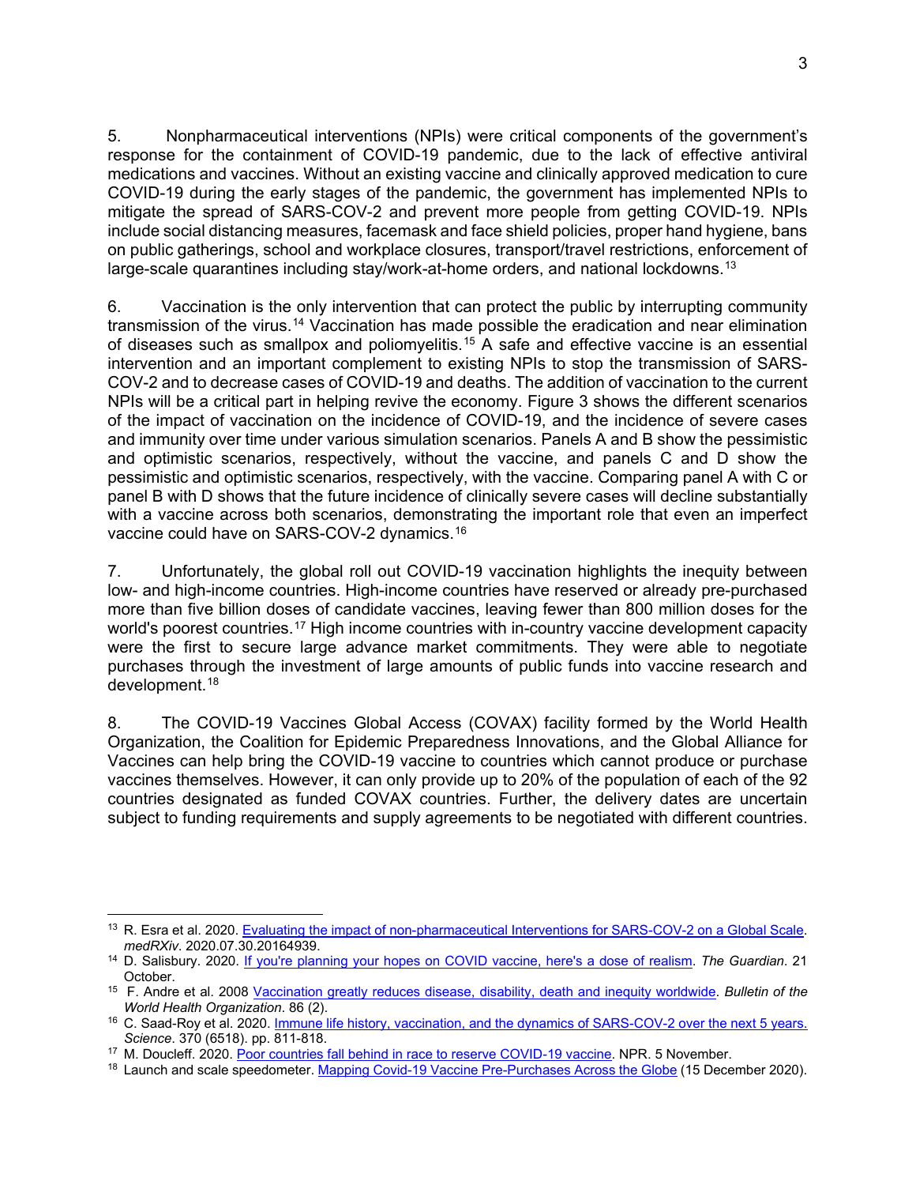5. Nonpharmaceutical interventions (NPIs) were critical components of the government's response for the containment of COVID-19 pandemic, due to the lack of effective antiviral medications and vaccines. Without an existing vaccine and clinically approved medication to cure COVID-19 during the early stages of the pandemic, the government has implemented NPIs to mitigate the spread of SARS-COV-2 and prevent more people from getting COVID-19. NPIs include social distancing measures, facemask and face shield policies, proper hand hygiene, bans on public gatherings, school and workplace closures, transport/travel restrictions, enforcement of large-scale quarantines including stay/work-at-home orders, and national lockdowns.[13]

6. Vaccination is the only intervention that can protect the public by interrupting community transmission of the virus.[14] Vaccination has made possible the eradication and near elimination of diseases such as smallpox and poliomyelitis.[15] A safe and effective vaccine is an essential intervention and an important complement to existing NPIs to stop the transmission of SARS-COV-2 and to decrease cases of COVID-19 and deaths. The addition of vaccination to the current NPIs will be a critical part in helping revive the economy. Figure 3 shows the different scenarios of the impact of vaccination on the incidence of COVID-19, and the incidence of severe cases and immunity over time under various simulation scenarios. Panels A and B show the pessimistic and optimistic scenarios, respectively, without the vaccine, and panels C and D show the pessimistic and optimistic scenarios, respectively, with the vaccine. Comparing panel A with C or panel B with D shows that the future incidence of clinically severe cases will decline substantially with a vaccine across both scenarios, demonstrating the important role that even an imperfect vaccine could have on SARS-COV-2 dynamics.[16]

7. Unfortunately, the global roll out COVID-19 vaccination highlights the inequity between low- and high-income countries. High-income countries have reserved or already pre-purchased more than five billion doses of candidate vaccines, leaving fewer than 800 million doses for the world's poorest countries.[17] High income countries with in-country vaccine development capacity were the first to secure large advance market commitments. They were able to negotiate purchases through the investment of large amounts of public funds into vaccine research and development.[18]

8. The COVID-19 Vaccines Global Access (COVAX) facility formed by the World Health Organization, the Coalition for Epidemic Preparedness Innovations, and the Global Alliance for Vaccines can help bring the COVID-19 vaccine to countries which cannot produce or purchase vaccines themselves. However, it can only provide up to 20% of the population of each of the 92 countries designated as funded COVAX countries. Further, the delivery dates are uncertain subject to funding requirements and supply agreements to be negotiated with different countries.

---

[13] R. Esra et al. 2020. Evaluating the impact of non-pharmaceutical Interventions for SARS-COV-2 on a Global Scale. *medRXiv*. 2020.07.30.20164939.

[14] D. Salisbury. 2020. If you're planning your hopes on COVID vaccine, here's a dose of realism. *The Guardian*. 21 October.

[15] F. Andre et al. 2008 Vaccination greatly reduces disease, disability, death and inequity worldwide. *Bulletin of the World Health Organization*. 86 (2).

[16] C. Saad-Roy et al. 2020. Immune life history, vaccination, and the dynamics of SARS-COV-2 over the next 5 years. *Science*. 370 (6518). pp. 811-818.

[17] M. Doucleff. 2020. Poor countries fall behind in race to reserve COVID-19 vaccine. NPR. 5 November.

[18] Launch and scale speedometer. Mapping Covid-19 Vaccine Pre-Purchases Across the Globe (15 December 2020).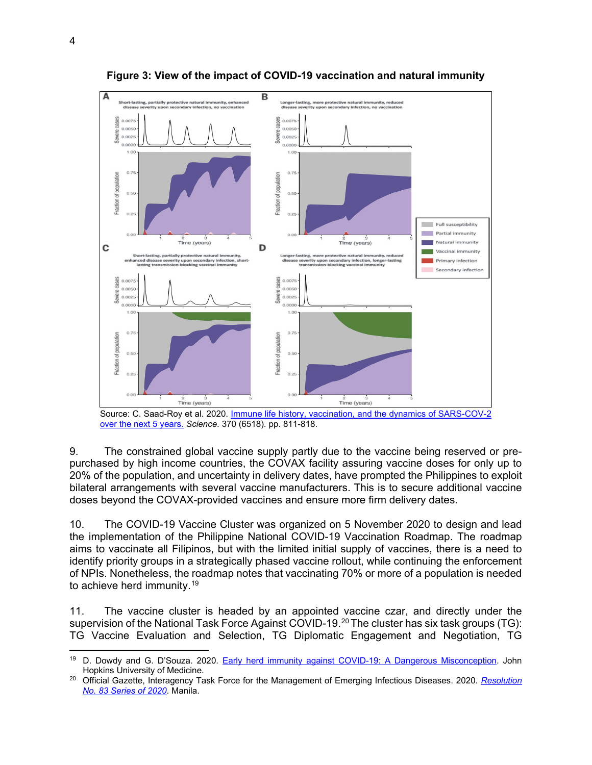**Figure 3: View of the impact of COVID-19 vaccination and natural immunity**

Source: C. Saad-Roy et al. 2020. Immune life history, vaccination, and the dynamics of SARS-COV-2 over the next 5 years. *Science*. 370 (6518). pp. 811-818.

9. The constrained global vaccine supply partly due to the vaccine being reserved or pre-purchased by high income countries, the COVAX facility assuring vaccine doses for only up to 20% of the population, and uncertainty in delivery dates, have prompted the Philippines to exploit bilateral arrangements with several vaccine manufacturers. This is to secure additional vaccine doses beyond the COVAX-provided vaccines and ensure more firm delivery dates.

10. The COVID-19 Vaccine Cluster was organized on 5 November 2020 to design and lead the implementation of the Philippine National COVID-19 Vaccination Roadmap. The roadmap aims to vaccinate all Filipinos, but with the limited initial supply of vaccines, there is a need to identify priority groups in a strategically phased vaccine rollout, while continuing the enforcement of NPIs. Nonetheless, the roadmap notes that vaccinating 70% or more of a population is needed to achieve herd immunity.[19]

11. The vaccine cluster is headed by an appointed vaccine czar, and directly under the supervision of the National Task Force Against COVID-19.[20] The cluster has six task groups (TG): TG Vaccine Evaluation and Selection, TG Diplomatic Engagement and Negotiation, TG

---

[19] D. Dowdy and G. D'Souza. 2020. Early herd immunity against COVID-19: A Dangerous Misconception. John Hopkins University of Medicine.

[20] Official Gazette, Interagency Task Force for the Management of Emerging Infectious Diseases. 2020. *Resolution No. 83 Series of 2020*. Manila.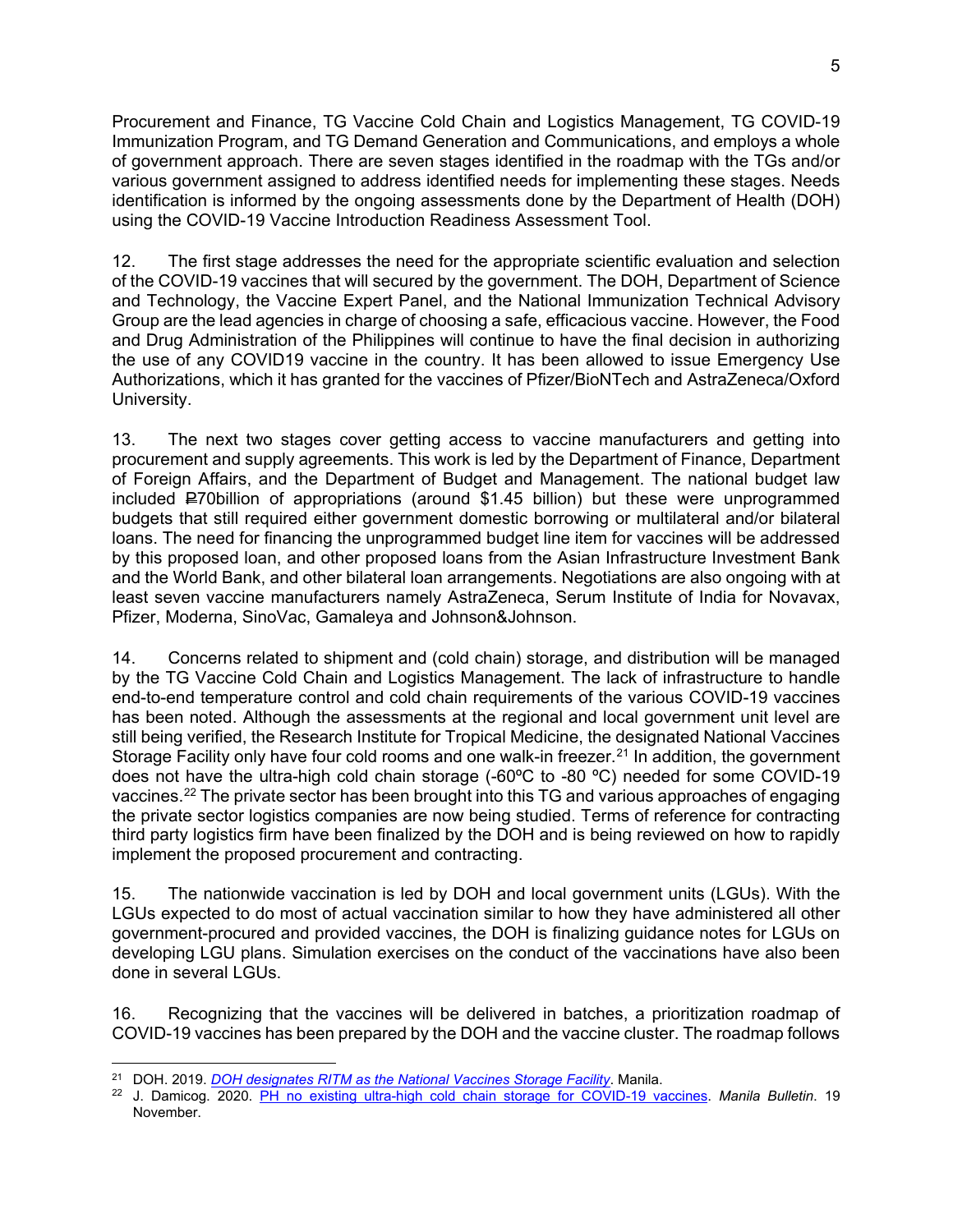Procurement and Finance, TG Vaccine Cold Chain and Logistics Management, TG COVID-19 Immunization Program, and TG Demand Generation and Communications, and employs a whole of government approach. There are seven stages identified in the roadmap with the TGs and/or various government assigned to address identified needs for implementing these stages. Needs identification is informed by the ongoing assessments done by the Department of Health (DOH) using the COVID-19 Vaccine Introduction Readiness Assessment Tool.

12. The first stage addresses the need for the appropriate scientific evaluation and selection of the COVID-19 vaccines that will secured by the government. The DOH, Department of Science and Technology, the Vaccine Expert Panel, and the National Immunization Technical Advisory Group are the lead agencies in charge of choosing a safe, efficacious vaccine. However, the Food and Drug Administration of the Philippines will continue to have the final decision in authorizing the use of any COVID19 vaccine in the country. It has been allowed to issue Emergency Use Authorizations, which it has granted for the vaccines of Pfizer/BioNTech and AstraZeneca/Oxford University.

13. The next two stages cover getting access to vaccine manufacturers and getting into procurement and supply agreements. This work is led by the Department of Finance, Department of Foreign Affairs, and the Department of Budget and Management. The national budget law included ₱70billion of appropriations (around $1.45 billion) but these were unprogrammed budgets that still required either government domestic borrowing or multilateral and/or bilateral loans. The need for financing the unprogrammed budget line item for vaccines will be addressed by this proposed loan, and other proposed loans from the Asian Infrastructure Investment Bank and the World Bank, and other bilateral loan arrangements. Negotiations are also ongoing with at least seven vaccine manufacturers namely AstraZeneca, Serum Institute of India for Novavax, Pfizer, Moderna, SinoVac, Gamaleya and Johnson&Johnson.

14. Concerns related to shipment and (cold chain) storage, and distribution will be managed by the TG Vaccine Cold Chain and Logistics Management. The lack of infrastructure to handle end-to-end temperature control and cold chain requirements of the various COVID-19 vaccines has been noted. Although the assessments at the regional and local government unit level are still being verified, the Research Institute for Tropical Medicine, the designated National Vaccines Storage Facility only have four cold rooms and one walk-in freezer.[21] In addition, the government does not have the ultra-high cold chain storage (-60ºC to -80 ºC) needed for some COVID-19 vaccines.[22] The private sector has been brought into this TG and various approaches of engaging the private sector logistics companies are now being studied. Terms of reference for contracting third party logistics firm have been finalized by the DOH and is being reviewed on how to rapidly implement the proposed procurement and contracting.

15. The nationwide vaccination is led by DOH and local government units (LGUs). With the LGUs expected to do most of actual vaccination similar to how they have administered all other government-procured and provided vaccines, the DOH is finalizing guidance notes for LGUs on developing LGU plans. Simulation exercises on the conduct of the vaccinations have also been done in several LGUs.

16. Recognizing that the vaccines will be delivered in batches, a prioritization roadmap of COVID-19 vaccines has been prepared by the DOH and the vaccine cluster. The roadmap follows

---

[21] DOH. 2019. *DOH designates RITM as the National Vaccines Storage Facility*. Manila.

[22] J. Damicog. 2020. PH no existing ultra-high cold chain storage for COVID-19 vaccines. *Manila Bulletin*. 19 November.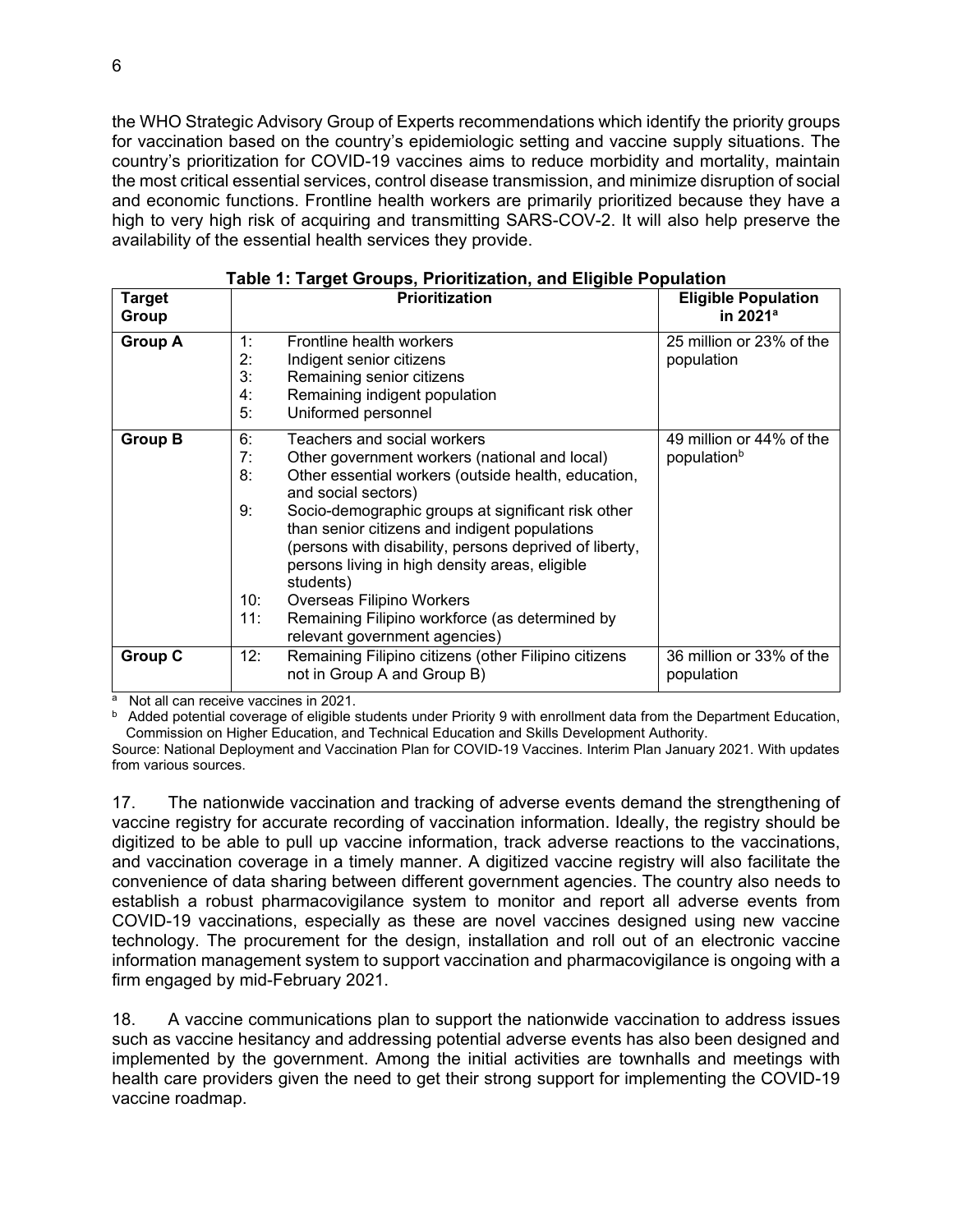the WHO Strategic Advisory Group of Experts recommendations which identify the priority groups for vaccination based on the country's epidemiologic setting and vaccine supply situations. The country's prioritization for COVID-19 vaccines aims to reduce morbidity and mortality, maintain the most critical essential services, control disease transmission, and minimize disruption of social and economic functions. Frontline health workers are primarily prioritized because they have a high to very high risk of acquiring and transmitting SARS-COV-2. It will also help preserve the availability of the essential health services they provide.

**Table 1: Target Groups, Prioritization, and Eligible Population**

| Target Group | Prioritization | Eligible Population in 2021[a] |
|---|---|---|
| **Group A** | 1: Frontline health workers<br>2: Indigent senior citizens<br>3: Remaining senior citizens<br>4: Remaining indigent population<br>5: Uniformed personnel | 25 million or 23% of the population |
| **Group B** | 6: Teachers and social workers<br>7: Other government workers (national and local)<br>8: Other essential workers (outside health, education, and social sectors)<br>9: Socio-demographic groups at significant risk other than senior citizens and indigent populations (persons with disability, persons deprived of liberty, persons living in high density areas, eligible students)<br>10: Overseas Filipino Workers<br>11: Remaining Filipino workforce (as determined by relevant government agencies) | 49 million or 44% of the population[b] |
| **Group C** | 12: Remaining Filipino citizens (other Filipino citizens not in Group A and Group B) | 36 million or 33% of the population |

[a] Not all can receive vaccines in 2021.

[b] Added potential coverage of eligible students under Priority 9 with enrollment data from the Department Education, Commission on Higher Education, and Technical Education and Skills Development Authority.

Source: National Deployment and Vaccination Plan for COVID-19 Vaccines. Interim Plan January 2021. With updates from various sources.

17. The nationwide vaccination and tracking of adverse events demand the strengthening of vaccine registry for accurate recording of vaccination information. Ideally, the registry should be digitized to be able to pull up vaccine information, track adverse reactions to the vaccinations, and vaccination coverage in a timely manner. A digitized vaccine registry will also facilitate the convenience of data sharing between different government agencies. The country also needs to establish a robust pharmacovigilance system to monitor and report all adverse events from COVID-19 vaccinations, especially as these are novel vaccines designed using new vaccine technology. The procurement for the design, installation and roll out of an electronic vaccine information management system to support vaccination and pharmacovigilance is ongoing with a firm engaged by mid-February 2021.

18. A vaccine communications plan to support the nationwide vaccination to address issues such as vaccine hesitancy and addressing potential adverse events has also been designed and implemented by the government. Among the initial activities are townhalls and meetings with health care providers given the need to get their strong support for implementing the COVID-19 vaccine roadmap.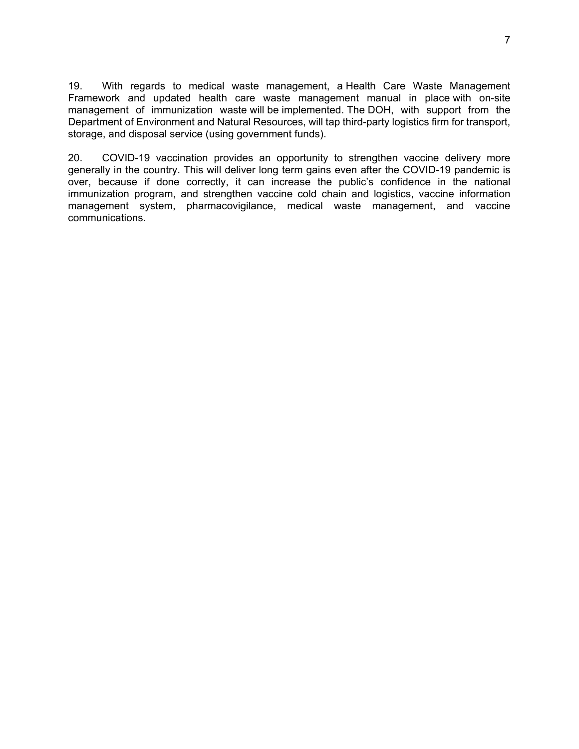19. With regards to medical waste management, a Health Care Waste Management Framework and updated health care waste management manual in place with on-site management of immunization waste will be implemented. The DOH, with support from the Department of Environment and Natural Resources, will tap third-party logistics firm for transport, storage, and disposal service (using government funds).

20. COVID-19 vaccination provides an opportunity to strengthen vaccine delivery more generally in the country. This will deliver long term gains even after the COVID-19 pandemic is over, because if done correctly, it can increase the public's confidence in the national immunization program, and strengthen vaccine cold chain and logistics, vaccine information management system, pharmacovigilance, medical waste management, and vaccine communications.